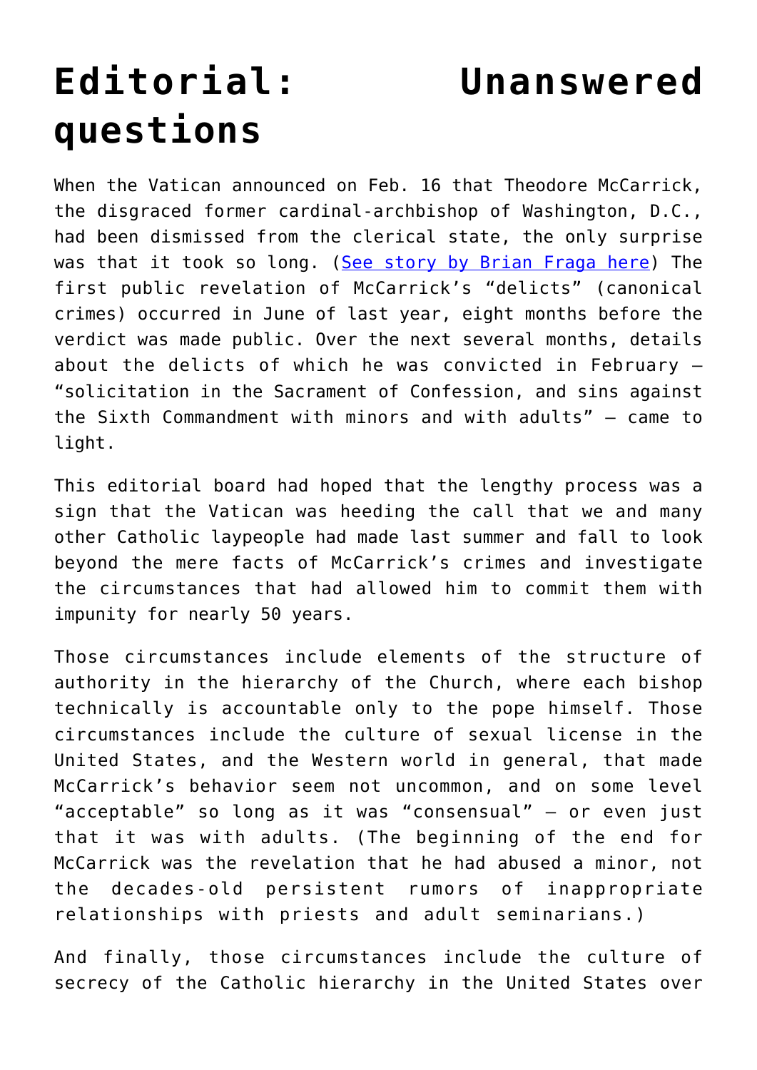# Editorial: Unanswered questions

When the Vatican announced on Feb. 16 that Theodore McCarrick, the disgraced former cardinal-archbishop of Washington, D.C., had been dismissed from the clerical state, the only surprise was that it took so long. (See story by Brian Fraga here) The first public revelation of McCarrick's "delicts" (canonical crimes) occurred in June of last year, eight months before the verdict was made public. Over the next several months, details about the delicts of which he was convicted in February — "solicitation in the Sacrament of Confession, and sins against the Sixth Commandment with minors and with adults" — came to light.

This editorial board had hoped that the lengthy process was a sign that the Vatican was heeding the call that we and many other Catholic laypeople had made last summer and fall to look beyond the mere facts of McCarrick's crimes and investigate the circumstances that had allowed him to commit them with impunity for nearly 50 years.

Those circumstances include elements of the structure of authority in the hierarchy of the Church, where each bishop technically is accountable only to the pope himself. Those circumstances include the culture of sexual license in the United States, and the Western world in general, that made McCarrick's behavior seem not uncommon, and on some level "acceptable" so long as it was "consensual" — or even just that it was with adults. (The beginning of the end for McCarrick was the revelation that he had abused a minor, not the decades-old persistent rumors of inappropriate relationships with priests and adult seminarians.)

And finally, those circumstances include the culture of secrecy of the Catholic hierarchy in the United States over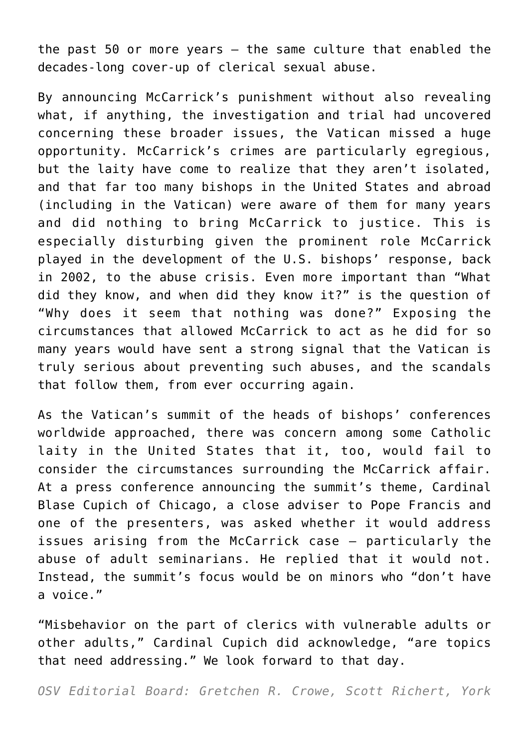the past 50 or more years — the same culture that enabled the decades-long cover-up of clerical sexual abuse.

By announcing McCarrick's punishment without also revealing what, if anything, the investigation and trial had uncovered concerning these broader issues, the Vatican missed a huge opportunity. McCarrick's crimes are particularly egregious, but the laity have come to realize that they aren't isolated, and that far too many bishops in the United States and abroad (including in the Vatican) were aware of them for many years and did nothing to bring McCarrick to justice. This is especially disturbing given the prominent role McCarrick played in the development of the U.S. bishops' response, back in 2002, to the abuse crisis. Even more important than "What did they know, and when did they know it?" is the question of "Why does it seem that nothing was done?" Exposing the circumstances that allowed McCarrick to act as he did for so many years would have sent a strong signal that the Vatican is truly serious about preventing such abuses, and the scandals that follow them, from ever occurring again.

As the Vatican's summit of the heads of bishops' conferences worldwide approached, there was concern among some Catholic laity in the United States that it, too, would fail to consider the circumstances surrounding the McCarrick affair. At a press conference announcing the summit's theme, Cardinal Blase Cupich of Chicago, a close adviser to Pope Francis and one of the presenters, was asked whether it would address issues arising from the McCarrick case — particularly the abuse of adult seminarians. He replied that it would not. Instead, the summit's focus would be on minors who "don't have a voice."

"Misbehavior on the part of clerics with vulnerable adults or other adults," Cardinal Cupich did acknowledge, "are topics that need addressing." We look forward to that day.

*OSV Editorial Board: Gretchen R. Crowe, Scott Richert, York*